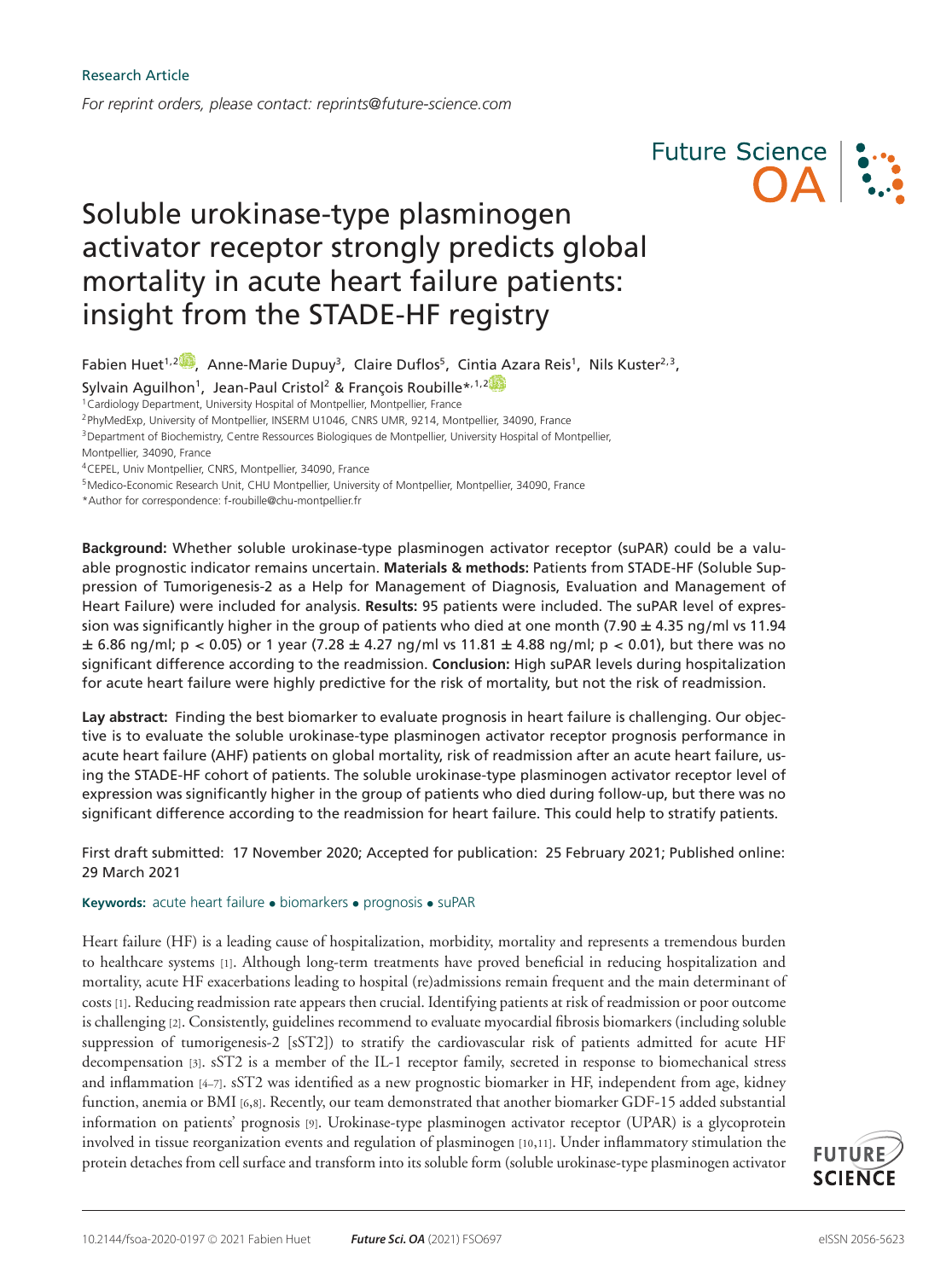Research Article

*For reprint orders, please contact: reprints@future-science.com*

# Soluble urokinase-type plasminogen activator receptor strongly predicts global mortality in acute heart failure patients: insight from the STADE-HF registry

Fabien Huet[1,2], Anne-Marie Dupuy[3], Claire Duflos[5], Cintia Azara Reis[1], Nils Kuster[2,3], Sylvain Aguilhon[1], Jean-Paul Cristol[2] & François Roubille*[1,2]

[1]Cardiology Department, University Hospital of Montpellier, Montpellier, France
[2]PhyMedExp, University of Montpellier, INSERM U1046, CNRS UMR, 9214, Montpellier, 34090, France
[3]Department of Biochemistry, Centre Ressources Biologiques de Montpellier, University Hospital of Montpellier, Montpellier, 34090, France
[4]CEPEL, Univ Montpellier, CNRS, Montpellier, 34090, France
[5]Medico-Economic Research Unit, CHU Montpellier, University of Montpellier, Montpellier, 34090, France
*Author for correspondence: f-roubille@chu-montpellier.fr

**Background:** Whether soluble urokinase-type plasminogen activator receptor (suPAR) could be a valuable prognostic indicator remains uncertain. **Materials & methods:** Patients from STADE-HF (Soluble Suppression of Tumorigenesis-2 as a Help for Management of Diagnosis, Evaluation and Management of Heart Failure) were included for analysis. **Results:** 95 patients were included. The suPAR level of expression was significantly higher in the group of patients who died at one month ($7.90 \pm 4.35$ ng/ml vs $11.94 \pm 6.86$ ng/ml; $p < 0.05$) or 1 year ($7.28 \pm 4.27$ ng/ml vs $11.81 \pm 4.88$ ng/ml; $p < 0.01$), but there was no significant difference according to the readmission. **Conclusion:** High suPAR levels during hospitalization for acute heart failure were highly predictive for the risk of mortality, but not the risk of readmission.

**Lay abstract:** Finding the best biomarker to evaluate prognosis in heart failure is challenging. Our objective is to evaluate the soluble urokinase-type plasminogen activator receptor prognosis performance in acute heart failure (AHF) patients on global mortality, risk of readmission after an acute heart failure, using the STADE-HF cohort of patients. The soluble urokinase-type plasminogen activator receptor level of expression was significantly higher in the group of patients who died during follow-up, but there was no significant difference according to the readmission for heart failure. This could help to stratify patients.

First draft submitted: 17 November 2020; Accepted for publication: 25 February 2021; Published online: 29 March 2021

**Keywords:** acute heart failure • biomarkers • prognosis • suPAR

Heart failure (HF) is a leading cause of hospitalization, morbidity, mortality and represents a tremendous burden to healthcare systems [1]. Although long-term treatments have proved beneficial in reducing hospitalization and mortality, acute HF exacerbations leading to hospital (re)admissions remain frequent and the main determinant of costs [1]. Reducing readmission rate appears then crucial. Identifying patients at risk of readmission or poor outcome is challenging [2]. Consistently, guidelines recommend to evaluate myocardial fibrosis biomarkers (including soluble suppression of tumorigenesis-2 [sST2]) to stratify the cardiovascular risk of patients admitted for acute HF decompensation [3]. sST2 is a member of the IL-1 receptor family, secreted in response to biomechanical stress and inflammation [4–7]. sST2 was identified as a new prognostic biomarker in HF, independent from age, kidney function, anemia or BMI [6,8]. Recently, our team demonstrated that another biomarker GDF-15 added substantial information on patients' prognosis [9]. Urokinase-type plasminogen activator receptor (UPAR) is a glycoprotein involved in tissue reorganization events and regulation of plasminogen [10,11]. Under inflammatory stimulation the protein detaches from cell surface and transform into its soluble form (soluble urokinase-type plasminogen activator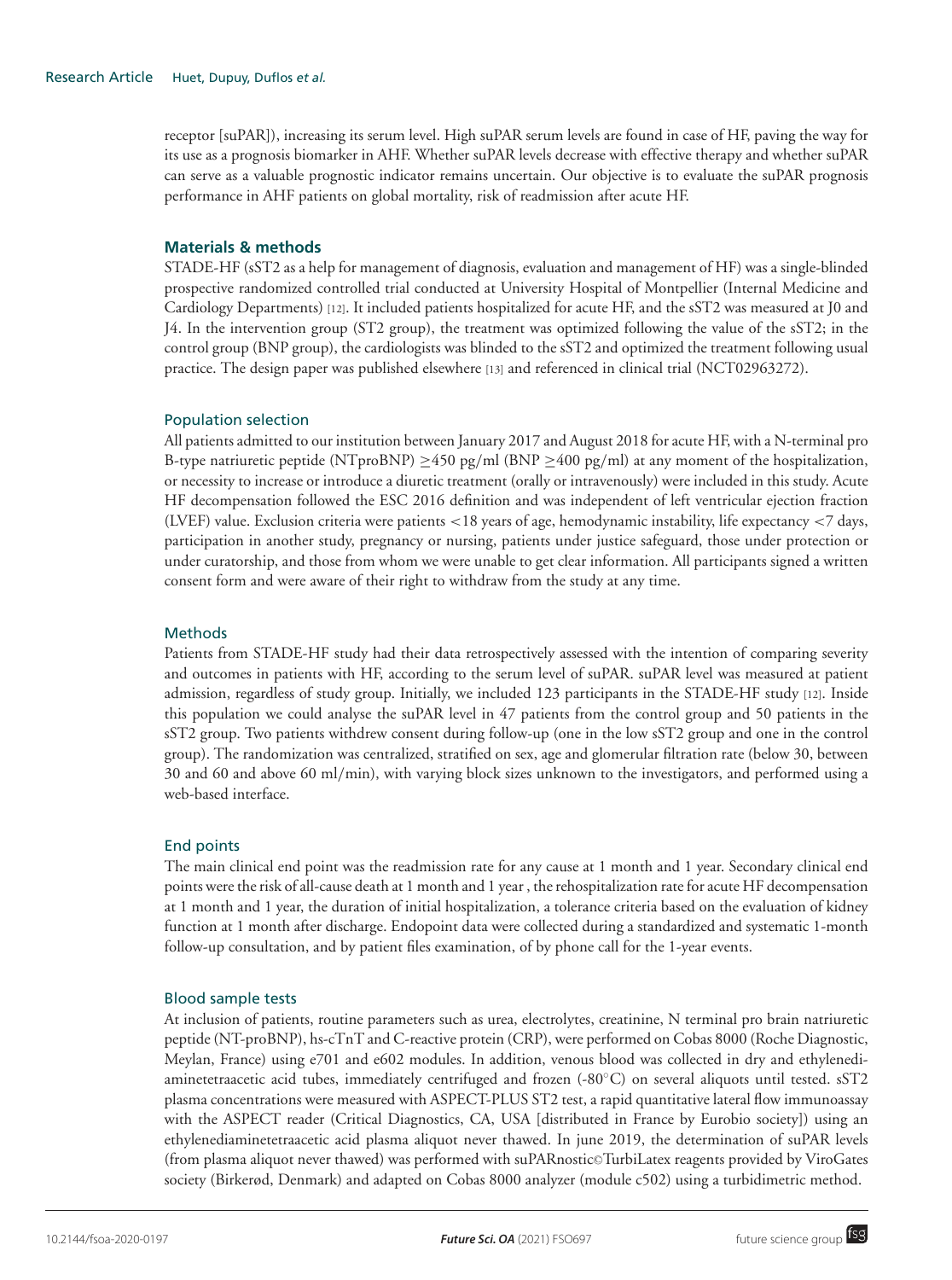receptor [suPAR]), increasing its serum level. High suPAR serum levels are found in case of HF, paving the way for its use as a prognosis biomarker in AHF. Whether suPAR levels decrease with effective therapy and whether suPAR can serve as a valuable prognostic indicator remains uncertain. Our objective is to evaluate the suPAR prognosis performance in AHF patients on global mortality, risk of readmission after acute HF.

## Materials & methods

STADE-HF (sST2 as a help for management of diagnosis, evaluation and management of HF) was a single-blinded prospective randomized controlled trial conducted at University Hospital of Montpellier (Internal Medicine and Cardiology Departments) [12]. It included patients hospitalized for acute HF, and the sST2 was measured at J0 and J4. In the intervention group (ST2 group), the treatment was optimized following the value of the sST2; in the control group (BNP group), the cardiologists was blinded to the sST2 and optimized the treatment following usual practice. The design paper was published elsewhere [13] and referenced in clinical trial (NCT02963272).

### Population selection

All patients admitted to our institution between January 2017 and August 2018 for acute HF, with a N-terminal pro B-type natriuretic peptide (NTproBNP) ≥450 pg/ml (BNP ≥400 pg/ml) at any moment of the hospitalization, or necessity to increase or introduce a diuretic treatment (orally or intravenously) were included in this study. Acute HF decompensation followed the ESC 2016 definition and was independent of left ventricular ejection fraction (LVEF) value. Exclusion criteria were patients <18 years of age, hemodynamic instability, life expectancy <7 days, participation in another study, pregnancy or nursing, patients under justice safeguard, those under protection or under curatorship, and those from whom we were unable to get clear information. All participants signed a written consent form and were aware of their right to withdraw from the study at any time.

### Methods

Patients from STADE-HF study had their data retrospectively assessed with the intention of comparing severity and outcomes in patients with HF, according to the serum level of suPAR. suPAR level was measured at patient admission, regardless of study group. Initially, we included 123 participants in the STADE-HF study [12]. Inside this population we could analyse the suPAR level in 47 patients from the control group and 50 patients in the sST2 group. Two patients withdrew consent during follow-up (one in the low sST2 group and one in the control group). The randomization was centralized, stratified on sex, age and glomerular filtration rate (below 30, between 30 and 60 and above 60 ml/min), with varying block sizes unknown to the investigators, and performed using a web-based interface.

### End points

The main clinical end point was the readmission rate for any cause at 1 month and 1 year. Secondary clinical end points were the risk of all-cause death at 1 month and 1 year , the rehospitalization rate for acute HF decompensation at 1 month and 1 year, the duration of initial hospitalization, a tolerance criteria based on the evaluation of kidney function at 1 month after discharge. Endopoint data were collected during a standardized and systematic 1-month follow-up consultation, and by patient files examination, of by phone call for the 1-year events.

### Blood sample tests

At inclusion of patients, routine parameters such as urea, electrolytes, creatinine, N terminal pro brain natriuretic peptide (NT-proBNP), hs-cTnT and C-reactive protein (CRP), were performed on Cobas 8000 (Roche Diagnostic, Meylan, France) using e701 and e602 modules. In addition, venous blood was collected in dry and ethylenediaminetetraacetic acid tubes, immediately centrifuged and frozen (-80°C) on several aliquots until tested. sST2 plasma concentrations were measured with ASPECT-PLUS ST2 test, a rapid quantitative lateral flow immunoassay with the ASPECT reader (Critical Diagnostics, CA, USA [distributed in France by Eurobio society]) using an ethylenediaminetetraacetic acid plasma aliquot never thawed. In june 2019, the determination of suPAR levels (from plasma aliquot never thawed) was performed with suPARnostic©TurbiLatex reagents provided by ViroGates society (Birkerød, Denmark) and adapted on Cobas 8000 analyzer (module c502) using a turbidimetric method.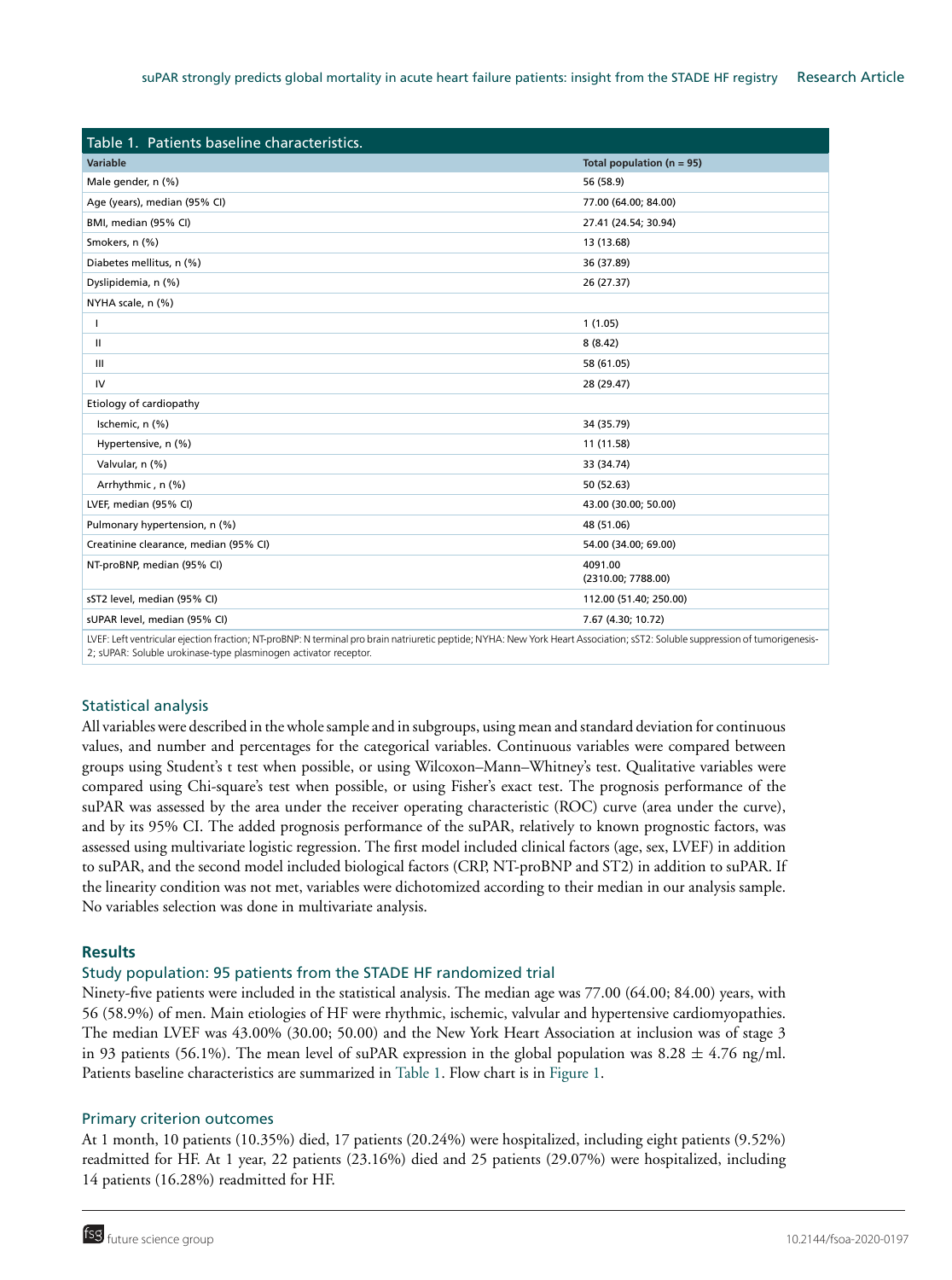| Table 1. Patients baseline characteristics. | |
|---|---|
| **Variable** | **Total population (n = 95)** |
| Male gender, n (%) | 56 (58.9) |
| Age (years), median (95% CI) | 77.00 (64.00; 84.00) |
| BMI, median (95% CI) | 27.41 (24.54; 30.94) |
| Smokers, n (%) | 13 (13.68) |
| Diabetes mellitus, n (%) | 36 (37.89) |
| Dyslipidemia, n (%) | 26 (27.37) |
| NYHA scale, n (%) | |
| I | 1 (1.05) |
| II | 8 (8.42) |
| III | 58 (61.05) |
| IV | 28 (29.47) |
| Etiology of cardiopathy | |
| Ischemic, n (%) | 34 (35.79) |
| Hypertensive, n (%) | 11 (11.58) |
| Valvular, n (%) | 33 (34.74) |
| Arrhythmic , n (%) | 50 (52.63) |
| LVEF, median (95% CI) | 43.00 (30.00; 50.00) |
| Pulmonary hypertension, n (%) | 48 (51.06) |
| Creatinine clearance, median (95% CI) | 54.00 (34.00; 69.00) |
| NT-proBNP, median (95% CI) | 4091.00 (2310.00; 7788.00) |
| sST2 level, median (95% CI) | 112.00 (51.40; 250.00) |
| sUPAR level, median (95% CI) | 7.67 (4.30; 10.72) |

LVEF: Left ventricular ejection fraction; NT-proBNP: N terminal pro brain natriuretic peptide; NYHA: New York Heart Association; sST2: Soluble suppression of tumorigenesis-2; sUPAR: Soluble urokinase-type plasminogen activator receptor.

### Statistical analysis

All variables were described in the whole sample and in subgroups, using mean and standard deviation for continuous values, and number and percentages for the categorical variables. Continuous variables were compared between groups using Student's t test when possible, or using Wilcoxon–Mann–Whitney's test. Qualitative variables were compared using Chi-square's test when possible, or using Fisher's exact test. The prognosis performance of the suPAR was assessed by the area under the receiver operating characteristic (ROC) curve (area under the curve), and by its 95% CI. The added prognosis performance of the suPAR, relatively to known prognostic factors, was assessed using multivariate logistic regression. The first model included clinical factors (age, sex, LVEF) in addition to suPAR, and the second model included biological factors (CRP, NT-proBNP and ST2) in addition to suPAR. If the linearity condition was not met, variables were dichotomized according to their median in our analysis sample. No variables selection was done in multivariate analysis.

## Results

### Study population: 95 patients from the STADE HF randomized trial

Ninety-five patients were included in the statistical analysis. The median age was 77.00 (64.00; 84.00) years, with 56 (58.9%) of men. Main etiologies of HF were rhythmic, ischemic, valvular and hypertensive cardiomyopathies. The median LVEF was 43.00% (30.00; 50.00) and the New York Heart Association at inclusion was of stage 3 in 93 patients (56.1%). The mean level of suPAR expression in the global population was $8.28 \pm 4.76$ ng/ml. Patients baseline characteristics are summarized in Table 1. Flow chart is in Figure 1.

### Primary criterion outcomes

At 1 month, 10 patients (10.35%) died, 17 patients (20.24%) were hospitalized, including eight patients (9.52%) readmitted for HF. At 1 year, 22 patients (23.16%) died and 25 patients (29.07%) were hospitalized, including 14 patients (16.28%) readmitted for HF.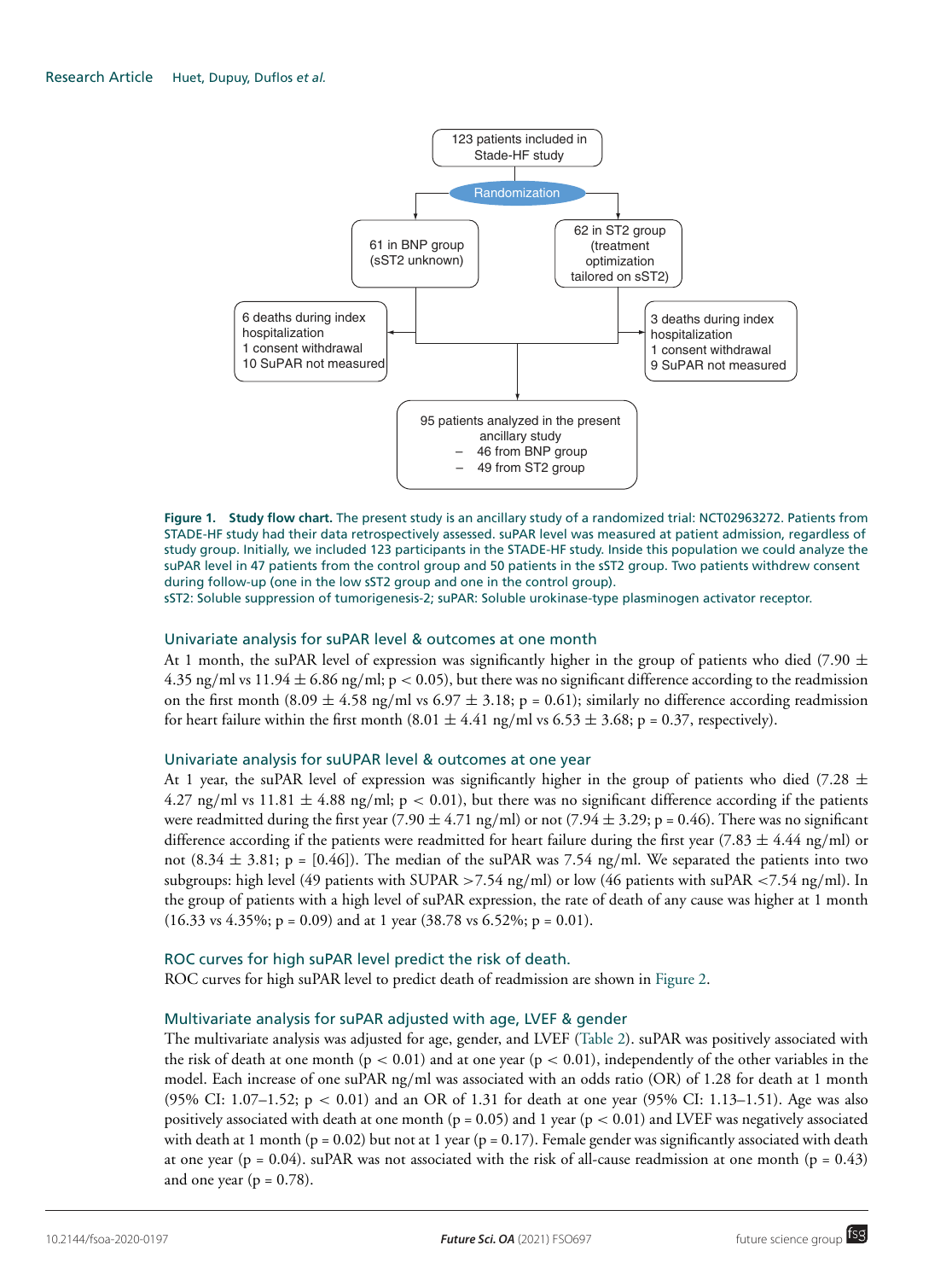123 patients included in Stade-HF study

Randomization

61 in BNP group (sST2 unknown)

62 in ST2 group (treatment optimization tailored on sST2)

6 deaths during index hospitalization
1 consent withdrawal
10 SuPAR not measured

3 deaths during index hospitalization
1 consent withdrawal
9 SuPAR not measured

95 patients analyzed in the present ancillary study
- 46 from BNP group
- 49 from ST2 group

**Figure 1. Study flow chart.** The present study is an ancillary study of a randomized trial: NCT02963272. Patients from STADE-HF study had their data retrospectively assessed. suPAR level was measured at patient admission, regardless of study group. Initially, we included 123 participants in the STADE-HF study. Inside this population we could analyze the suPAR level in 47 patients from the control group and 50 patients in the sST2 group. Two patients withdrew consent during follow-up (one in the low sST2 group and one in the control group).

sST2: Soluble suppression of tumorigenesis-2; suPAR: Soluble urokinase-type plasminogen activator receptor.

### Univariate analysis for suPAR level & outcomes at one month

At 1 month, the suPAR level of expression was significantly higher in the group of patients who died (7.90 ± 4.35 ng/ml vs 11.94 ± 6.86 ng/ml; $p < 0.05$), but there was no significant difference according to the readmission on the first month (8.09 ± 4.58 ng/ml vs 6.97 ± 3.18; p = 0.61); similarly no difference according readmission for heart failure within the first month (8.01 ± 4.41 ng/ml vs 6.53 ± 3.68; p = 0.37, respectively).

### Univariate analysis for suUPAR level & outcomes at one year

At 1 year, the suPAR level of expression was significantly higher in the group of patients who died (7.28 ± 4.27 ng/ml vs 11.81 ± 4.88 ng/ml; $p < 0.01$), but there was no significant difference according if the patients were readmitted during the first year (7.90 ± 4.71 ng/ml) or not (7.94 ± 3.29; p = 0.46). There was no significant difference according if the patients were readmitted for heart failure during the first year (7.83 ± 4.44 ng/ml) or not (8.34 ± 3.81; p = [0.46]). The median of the suPAR was 7.54 ng/ml. We separated the patients into two subgroups: high level (49 patients with SUPAR >7.54 ng/ml) or low (46 patients with suPAR <7.54 ng/ml). In the group of patients with a high level of suPAR expression, the rate of death of any cause was higher at 1 month (16.33 vs 4.35%; p = 0.09) and at 1 year (38.78 vs 6.52%; p = 0.01).

### ROC curves for high suPAR level predict the risk of death.

ROC curves for high suPAR level to predict death of readmission are shown in Figure 2.

### Multivariate analysis for suPAR adjusted with age, LVEF & gender

The multivariate analysis was adjusted for age, gender, and LVEF (Table 2). suPAR was positively associated with the risk of death at one month ($p < 0.01$) and at one year ($p < 0.01$), independently of the other variables in the model. Each increase of one suPAR ng/ml was associated with an odds ratio (OR) of 1.28 for death at 1 month (95% CI: 1.07–1.52; $p < 0.01$) and an OR of 1.31 for death at one year (95% CI: 1.13–1.51). Age was also positively associated with death at one month (p = 0.05) and 1 year ($p < 0.01$) and LVEF was negatively associated with death at 1 month (p = 0.02) but not at 1 year (p = 0.17). Female gender was significantly associated with death at one year (p = 0.04). suPAR was not associated with the risk of all-cause readmission at one month (p = 0.43) and one year (p = 0.78).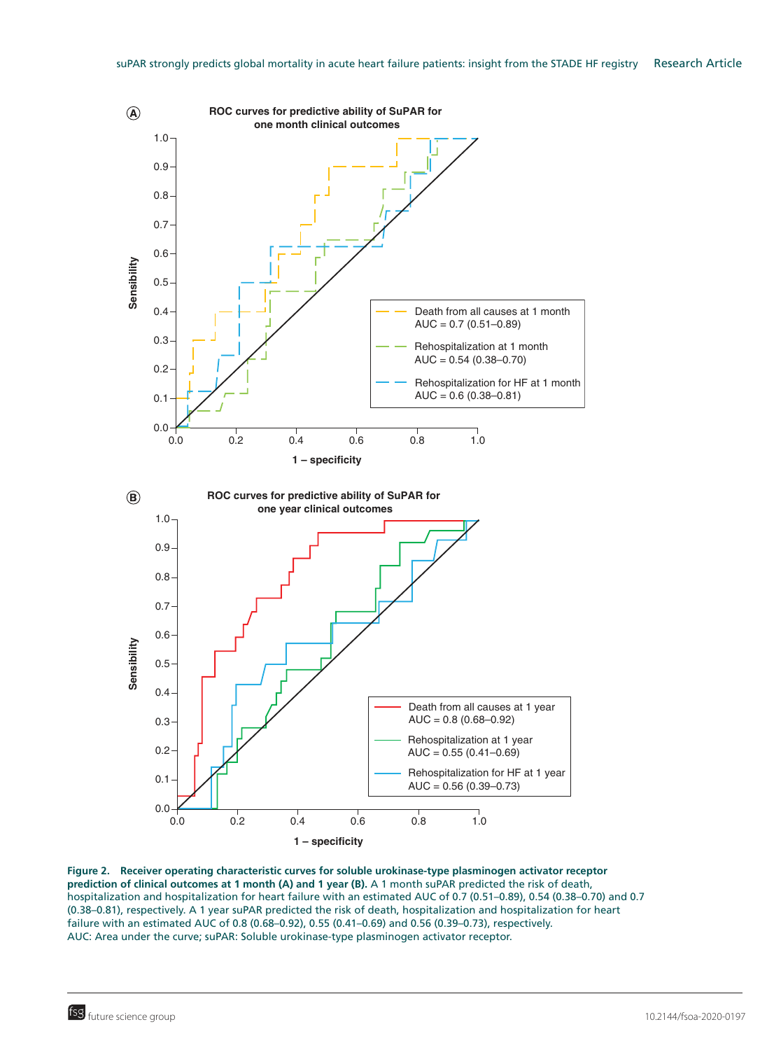**Figure 2. Receiver operating characteristic curves for soluble urokinase-type plasminogen activator receptor prediction of clinical outcomes at 1 month (A) and 1 year (B).** A 1 month suPAR predicted the risk of death, hospitalization and hospitalization for heart failure with an estimated AUC of 0.7 (0.51–0.89), 0.54 (0.38–0.70) and 0.7 (0.38–0.81), respectively. A 1 year suPAR predicted the risk of death, hospitalization and hospitalization for heart failure with an estimated AUC of 0.8 (0.68–0.92), 0.55 (0.41–0.69) and 0.56 (0.39–0.73), respectively.
AUC: Area under the curve; suPAR: Soluble urokinase-type plasminogen activator receptor.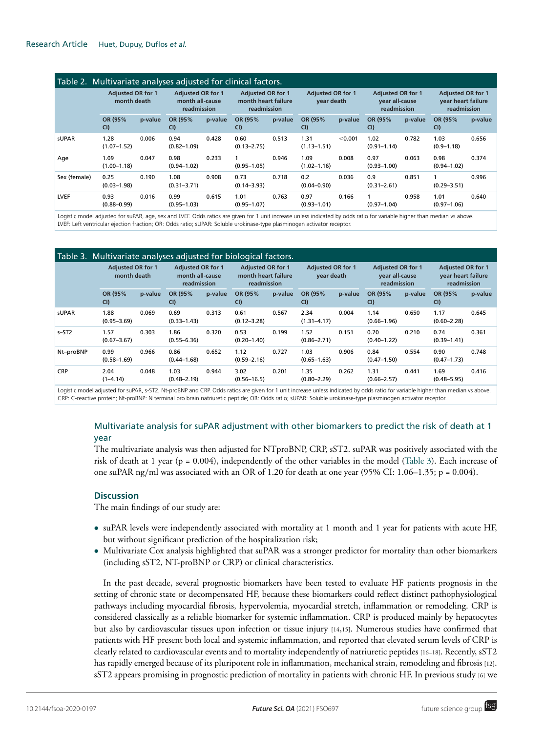Table 2. Multivariate analyses adjusted for clinical factors.

| | Adjusted OR for 1 month death | | Adjusted OR for 1 month all-cause readmission | | Adjusted OR for 1 month heart failure readmission | | Adjusted OR for 1 year death | | Adjusted OR for 1 year all-cause readmission | | Adjusted OR for 1 year heart failure readmission | |
|---|---|---|---|---|---|---|---|---|---|---|---|---|
| | OR (95% CI) | p-value | OR (95% CI) | p-value | OR (95% CI) | p-value | OR (95% CI) | p-value | OR (95% CI) | p-value | OR (95% CI) | p-value |
| sUPAR | 1.28 (1.07–1.52) | 0.006 | 0.94 (0.82–1.09) | 0.428 | 0.60 (0.13–2.75) | 0.513 | 1.31 (1.13–1.51) | <0.001 | 1.02 (0.91–1.14) | 0.782 | 1.03 (0.9–1.18) | 0.656 |
| Age | 1.09 (1.00–1.18) | 0.047 | 0.98 (0.94–1.02) | 0.233 | 1 (0.95–1.05) | 0.946 | 1.09 (1.02–1.16) | 0.008 | 0.97 (0.93–1.00) | 0.063 | 0.98 (0.94–1.02) | 0.374 |
| Sex (female) | 0.25 (0.03–1.98) | 0.190 | 1.08 (0.31–3.71) | 0.908 | 0.73 (0.14–3.93) | 0.718 | 0.2 (0.04–0.90) | 0.036 | 0.9 (0.31–2.61) | 0.851 | 1 (0.29–3.51) | 0.996 |
| LVEF | 0.93 (0.88–0.99) | 0.016 | 0.99 (0.95–1.03) | 0.615 | 1.01 (0.95–1.07) | 0.763 | 0.97 (0.93–1.01) | 0.166 | 1 (0.97–1.04) | 0.958 | 1.01 (0.97–1.06) | 0.640 |

Logistic model adjusted for suPAR, age, sex and LVEF. Odds ratios are given for 1 unit increase unless indicated by odds ratio for variable higher than median vs above.
LVEF: Left ventricular ejection fraction; OR: Odds ratio; sUPAR: Soluble urokinase-type plasminogen activator receptor.

Table 3. Multivariate analyses adjusted for biological factors.

| | Adjusted OR for 1 month death | | Adjusted OR for 1 month all-cause readmission | | Adjusted OR for 1 month heart failure readmission | | Adjusted OR for 1 year death | | Adjusted OR for 1 year all-cause readmission | | Adjusted OR for 1 year heart failure readmission | |
|---|---|---|---|---|---|---|---|---|---|---|---|---|
| | OR (95% CI) | p-value | OR (95% CI) | p-value | OR (95% CI) | p-value | OR (95% CI) | p-value | OR (95% CI) | p-value | OR (95% CI) | p-value |
| sUPAR | 1.88 (0.95–3.69) | 0.069 | 0.69 (0.33–1.43) | 0.313 | 0.61 (0.12–3.28) | 0.567 | 2.34 (1.31–4.17) | 0.004 | 1.14 (0.66–1.96) | 0.650 | 1.17 (0.60–2.28) | 0.645 |
| s–ST2 | 1.57 (0.67–3.67) | 0.303 | 1.86 (0.55–6.36) | 0.320 | 0.53 (0.20–1.40) | 0.199 | 1.52 (0.86–2.71) | 0.151 | 0.70 (0.40–1.22) | 0.210 | 0.74 (0.39–1.41) | 0.361 |
| Nt–proBNP | 0.99 (0.58–1.69) | 0.966 | 0.86 (0.44–1.68) | 0.652 | 1.12 (0.59–2.16) | 0.727 | 1.03 (0.65–1.63) | 0.906 | 0.84 (0.47–1.50) | 0.554 | 0.90 (0.47–1.73) | 0.748 |
| CRP | 2.04 (1–4.14) | 0.048 | 1.03 (0.48–2.19) | 0.944 | 3.02 (0.56–16.5) | 0.201 | 1.35 (0.80–2.29) | 0.262 | 1.31 (0.66–2.57) | 0.441 | 1.69 (0.48–5.95) | 0.416 |

Logistic model adjusted for suPAR, s-ST2, Nt-proBNP and CRP. Odds ratios are given for 1 unit increase unless indicated by odds ratio for variable higher than median vs above.
CRP: C-reactive protein; Nt-proBNP: N terminal pro brain natriuretic peptide; OR: Odds ratio; sUPAR: Soluble urokinase-type plasminogen activator receptor.

### Multivariate analysis for suPAR adjustment with other biomarkers to predict the risk of death at 1 year

The multivariate analysis was then adjusted for NTproBNP, CRP, sST2. suPAR was positively associated with the risk of death at 1 year (p = 0.004), independently of the other variables in the model (Table 3). Each increase of one suPAR ng/ml was associated with an OR of 1.20 for death at one year (95% CI: 1.06–1.35; p = 0.004).

## Discussion

The main findings of our study are:

- suPAR levels were independently associated with mortality at 1 month and 1 year for patients with acute HF, but without significant prediction of the hospitalization risk;
- Multivariate Cox analysis highlighted that suPAR was a stronger predictor for mortality than other biomarkers (including sST2, NT-proBNP or CRP) or clinical characteristics.

In the past decade, several prognostic biomarkers have been tested to evaluate HF patients prognosis in the setting of chronic state or decompensated HF, because these biomarkers could reflect distinct pathophysiological pathways including myocardial fibrosis, hypervolemia, myocardial stretch, inflammation or remodeling. CRP is considered classically as a reliable biomarker for systemic inflammation. CRP is produced mainly by hepatocytes but also by cardiovascular tissues upon infection or tissue injury [14,15]. Numerous studies have confirmed that patients with HF present both local and systemic inflammation, and reported that elevated serum levels of CRP is clearly related to cardiovascular events and to mortality independently of natriuretic peptides [16–18]. Recently, sST2 has rapidly emerged because of its pluripotent role in inflammation, mechanical strain, remodeling and fibrosis [12]. sST2 appears promising in prognostic prediction of mortality in patients with chronic HF. In previous study [6] we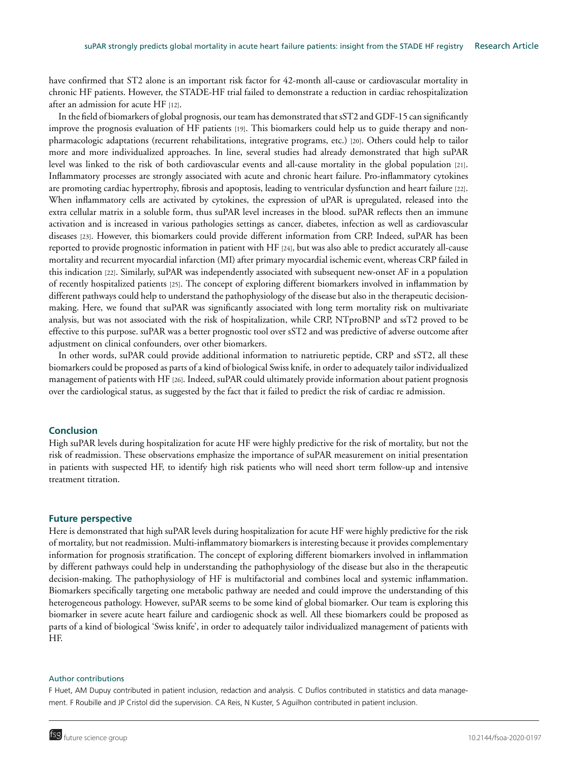have confirmed that ST2 alone is an important risk factor for 42-month all-cause or cardiovascular mortality in chronic HF patients. However, the STADE-HF trial failed to demonstrate a reduction in cardiac rehospitalization after an admission for acute HF [12].

In the field of biomarkers of global prognosis, our team has demonstrated that sST2 and GDF-15 can significantly improve the prognosis evaluation of HF patients [19]. This biomarkers could help us to guide therapy and non-pharmacologic adaptations (recurrent rehabilitations, integrative programs, etc.) [20]. Others could help to tailor more and more individualized approaches. In line, several studies had already demonstrated that high suPAR level was linked to the risk of both cardiovascular events and all-cause mortality in the global population [21]. Inflammatory processes are strongly associated with acute and chronic heart failure. Pro-inflammatory cytokines are promoting cardiac hypertrophy, fibrosis and apoptosis, leading to ventricular dysfunction and heart failure [22]. When inflammatory cells are activated by cytokines, the expression of uPAR is upregulated, released into the extra cellular matrix in a soluble form, thus suPAR level increases in the blood. suPAR reflects then an immune activation and is increased in various pathologies settings as cancer, diabetes, infection as well as cardiovascular diseases [23]. However, this biomarkers could provide different information from CRP. Indeed, suPAR has been reported to provide prognostic information in patient with HF [24], but was also able to predict accurately all-cause mortality and recurrent myocardial infarction (MI) after primary myocardial ischemic event, whereas CRP failed in this indication [22]. Similarly, suPAR was independently associated with subsequent new-onset AF in a population of recently hospitalized patients [25]. The concept of exploring different biomarkers involved in inflammation by different pathways could help to understand the pathophysiology of the disease but also in the therapeutic decision-making. Here, we found that suPAR was significantly associated with long term mortality risk on multivariate analysis, but was not associated with the risk of hospitalization, while CRP, NTproBNP and ssT2 proved to be effective to this purpose. suPAR was a better prognostic tool over sST2 and was predictive of adverse outcome after adjustment on clinical confounders, over other biomarkers.

In other words, suPAR could provide additional information to natriuretic peptide, CRP and sST2, all these biomarkers could be proposed as parts of a kind of biological Swiss knife, in order to adequately tailor individualized management of patients with HF [26]. Indeed, suPAR could ultimately provide information about patient prognosis over the cardiological status, as suggested by the fact that it failed to predict the risk of cardiac re admission.

## Conclusion

High suPAR levels during hospitalization for acute HF were highly predictive for the risk of mortality, but not the risk of readmission. These observations emphasize the importance of suPAR measurement on initial presentation in patients with suspected HF, to identify high risk patients who will need short term follow-up and intensive treatment titration.

## Future perspective

Here is demonstrated that high suPAR levels during hospitalization for acute HF were highly predictive for the risk of mortality, but not readmission. Multi-inflammatory biomarkers is interesting because it provides complementary information for prognosis stratification. The concept of exploring different biomarkers involved in inflammation by different pathways could help in understanding the pathophysiology of the disease but also in the therapeutic decision-making. The pathophysiology of HF is multifactorial and combines local and systemic inflammation. Biomarkers specifically targeting one metabolic pathway are needed and could improve the understanding of this heterogeneous pathology. However, suPAR seems to be some kind of global biomarker. Our team is exploring this biomarker in severe acute heart failure and cardiogenic shock as well. All these biomarkers could be proposed as parts of a kind of biological 'Swiss knife', in order to adequately tailor individualized management of patients with HF.

### Author contributions

F Huet, AM Dupuy contributed in patient inclusion, redaction and analysis. C Duflos contributed in statistics and data management. F Roubille and JP Cristol did the supervision. CA Reis, N Kuster, S Aguilhon contributed in patient inclusion.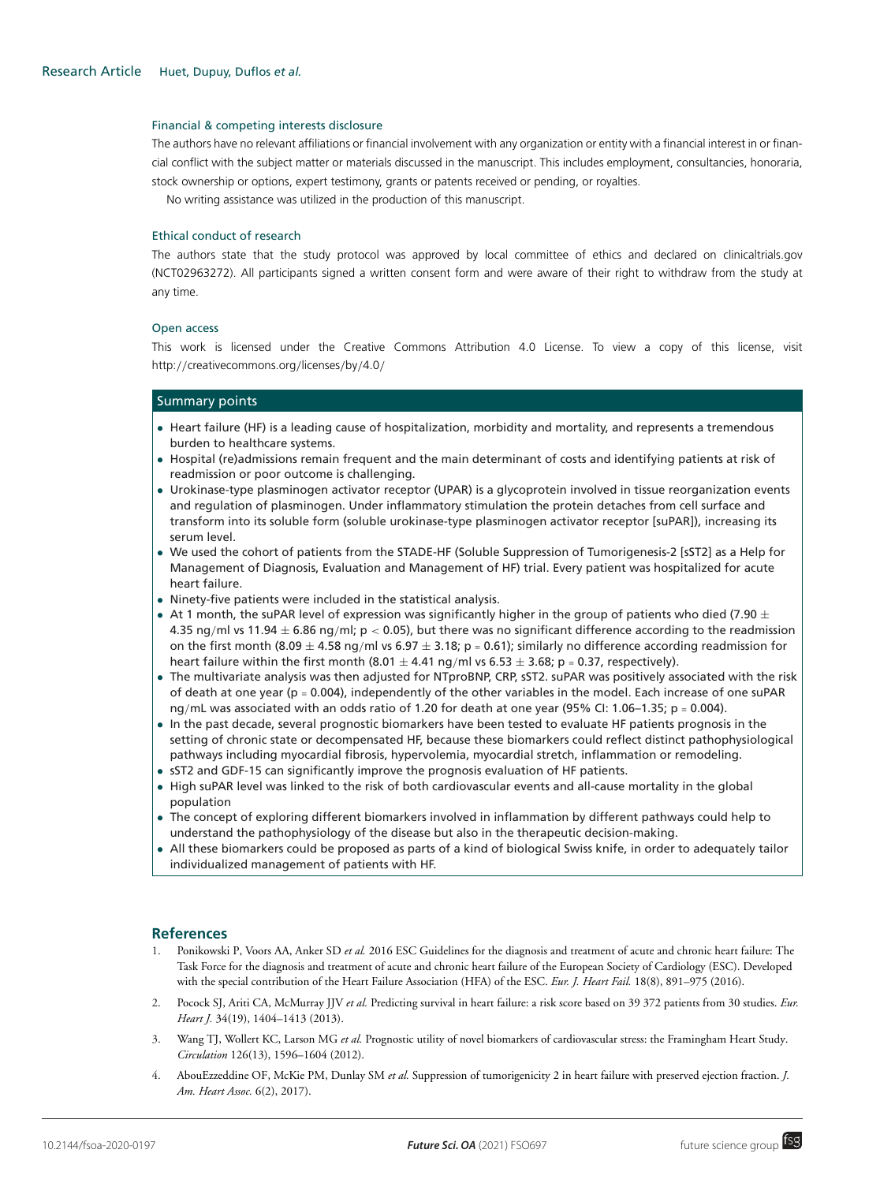### Financial & competing interests disclosure

The authors have no relevant affiliations or financial involvement with any organization or entity with a financial interest in or financial conflict with the subject matter or materials discussed in the manuscript. This includes employment, consultancies, honoraria, stock ownership or options, expert testimony, grants or patents received or pending, or royalties.

No writing assistance was utilized in the production of this manuscript.

### Ethical conduct of research

The authors state that the study protocol was approved by local committee of ethics and declared on clinicaltrials.gov (NCT02963272). All participants signed a written consent form and were aware of their right to withdraw from the study at any time.

### Open access

This work is licensed under the Creative Commons Attribution 4.0 License. To view a copy of this license, visit http://creativecommons.org/licenses/by/4.0/

### Summary points

- Heart failure (HF) is a leading cause of hospitalization, morbidity and mortality, and represents a tremendous burden to healthcare systems.
- Hospital (re)admissions remain frequent and the main determinant of costs and identifying patients at risk of readmission or poor outcome is challenging.
- Urokinase-type plasminogen activator receptor (UPAR) is a glycoprotein involved in tissue reorganization events and regulation of plasminogen. Under inflammatory stimulation the protein detaches from cell surface and transform into its soluble form (soluble urokinase-type plasminogen activator receptor [suPAR]), increasing its serum level.
- We used the cohort of patients from the STADE-HF (Soluble Suppression of Tumorigenesis-2 [sST2] as a Help for Management of Diagnosis, Evaluation and Management of HF) trial. Every patient was hospitalized for acute heart failure.
- Ninety-five patients were included in the statistical analysis.
- At 1 month, the suPAR level of expression was significantly higher in the group of patients who died ($7.90 \pm 4.35$ ng/ml vs $11.94 \pm 6.86$ ng/ml; $p < 0.05$), but there was no significant difference according to the readmission on the first month ($8.09 \pm 4.58$ ng/ml vs $6.97 \pm 3.18$; $p = 0.61$); similarly no difference according readmission for heart failure within the first month ($8.01 \pm 4.41$ ng/ml vs $6.53 \pm 3.68$; $p = 0.37$, respectively).
- The multivariate analysis was then adjusted for NTproBNP, CRP, sST2. suPAR was positively associated with the risk of death at one year ($p = 0.004$), independently of the other variables in the model. Each increase of one suPAR ng/mL was associated with an odds ratio of 1.20 for death at one year (95% CI: 1.06–1.35; $p = 0.004$).
- In the past decade, several prognostic biomarkers have been tested to evaluate HF patients prognosis in the setting of chronic state or decompensated HF, because these biomarkers could reflect distinct pathophysiological pathways including myocardial fibrosis, hypervolemia, myocardial stretch, inflammation or remodeling.
- sST2 and GDF-15 can significantly improve the prognosis evaluation of HF patients.
- High suPAR level was linked to the risk of both cardiovascular events and all-cause mortality in the global population
- The concept of exploring different biomarkers involved in inflammation by different pathways could help to understand the pathophysiology of the disease but also in the therapeutic decision-making.
- All these biomarkers could be proposed as parts of a kind of biological Swiss knife, in order to adequately tailor individualized management of patients with HF.

## References

1. Ponikowski P, Voors AA, Anker SD *et al.* 2016 ESC Guidelines for the diagnosis and treatment of acute and chronic heart failure: The Task Force for the diagnosis and treatment of acute and chronic heart failure of the European Society of Cardiology (ESC). Developed with the special contribution of the Heart Failure Association (HFA) of the ESC. *Eur. J. Heart Fail.* 18(8), 891–975 (2016).
2. Pocock SJ, Ariti CA, McMurray JJV *et al.* Predicting survival in heart failure: a risk score based on 39 372 patients from 30 studies. *Eur. Heart J.* 34(19), 1404–1413 (2013).
3. Wang TJ, Wollert KC, Larson MG *et al.* Prognostic utility of novel biomarkers of cardiovascular stress: the Framingham Heart Study. *Circulation* 126(13), 1596–1604 (2012).
4. AbouEzzeddine OF, McKie PM, Dunlay SM *et al.* Suppression of tumorigenicity 2 in heart failure with preserved ejection fraction. *J. Am. Heart Assoc.* 6(2), 2017).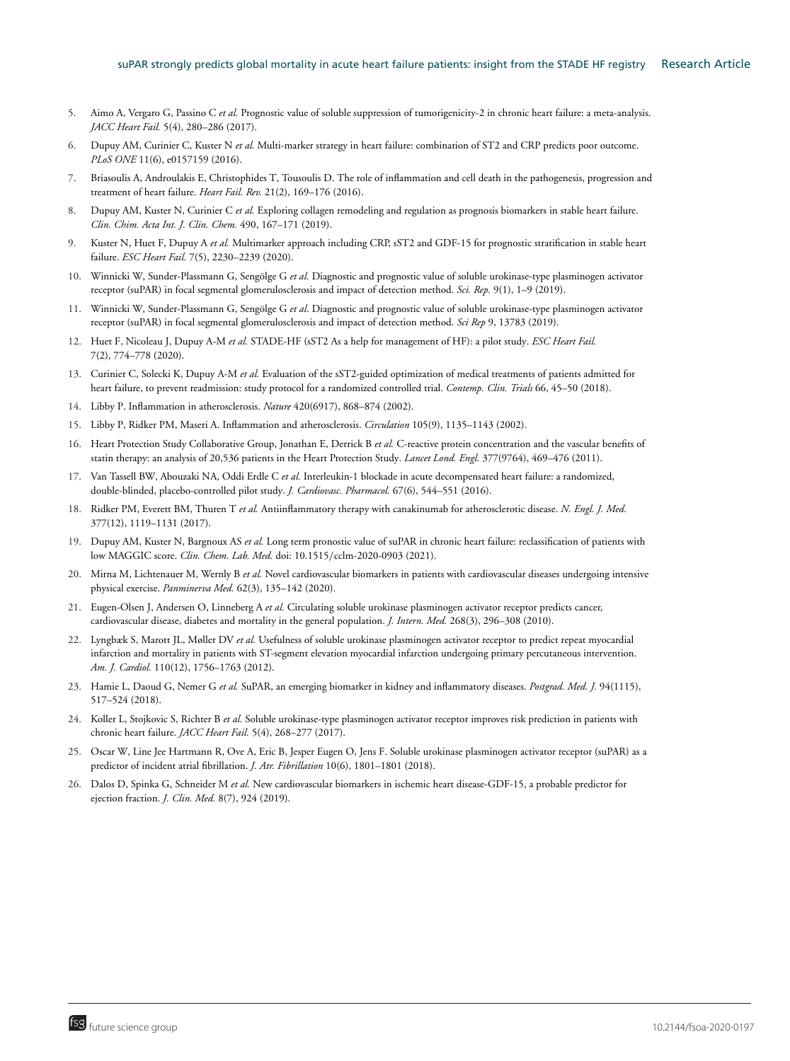5. Aimo A, Vergaro G, Passino C *et al.* Prognostic value of soluble suppression of tumorigenicity-2 in chronic heart failure: a meta-analysis. *JACC Heart Fail.* 5(4), 280–286 (2017).
6. Dupuy AM, Curinier C, Kuster N *et al.* Multi-marker strategy in heart failure: combination of ST2 and CRP predicts poor outcome. *PLoS ONE* 11(6), e0157159 (2016).
7. Briasoulis A, Androulakis E, Christophides T, Tousoulis D. The role of inflammation and cell death in the pathogenesis, progression and treatment of heart failure. *Heart Fail. Rev.* 21(2), 169–176 (2016).
8. Dupuy AM, Kuster N, Curinier C *et al.* Exploring collagen remodeling and regulation as prognosis biomarkers in stable heart failure. *Clin. Chim. Acta Int. J. Clin. Chem.* 490, 167–171 (2019).
9. Kuster N, Huet F, Dupuy A *et al.* Multimarker approach including CRP, sST2 and GDF-15 for prognostic stratification in stable heart failure. *ESC Heart Fail.* 7(5), 2230–2239 (2020).
10. Winnicki W, Sunder-Plassmann G, Sengölge G *et al.* Diagnostic and prognostic value of soluble urokinase-type plasminogen activator receptor (suPAR) in focal segmental glomerulosclerosis and impact of detection method. *Sci. Rep.* 9(1), 1–9 (2019).
11. Winnicki W, Sunder-Plassmann G, Sengölge G *et al*. Diagnostic and prognostic value of soluble urokinase-type plasminogen activator receptor (suPAR) in focal segmental glomerulosclerosis and impact of detection method. *Sci Rep* 9, 13783 (2019).
12. Huet F, Nicoleau J, Dupuy A-M *et al.* STADE-HF (sST2 As a help for management of HF): a pilot study. *ESC Heart Fail.* 7(2), 774–778 (2020).
13. Curinier C, Solecki K, Dupuy A-M *et al.* Evaluation of the sST2-guided optimization of medical treatments of patients admitted for heart failure, to prevent readmission: study protocol for a randomized controlled trial. *Contemp. Clin. Trials* 66, 45–50 (2018).
14. Libby P. Inflammation in atherosclerosis. *Nature* 420(6917), 868–874 (2002).
15. Libby P, Ridker PM, Maseri A. Inflammation and atherosclerosis. *Circulation* 105(9), 1135–1143 (2002).
16. Heart Protection Study Collaborative Group, Jonathan E, Derrick B *et al.* C-reactive protein concentration and the vascular benefits of statin therapy: an analysis of 20,536 patients in the Heart Protection Study. *Lancet Lond. Engl.* 377(9764), 469–476 (2011).
17. Van Tassell BW, Abouzaki NA, Oddi Erdle C *et al.* Interleukin-1 blockade in acute decompensated heart failure: a randomized, double-blinded, placebo-controlled pilot study. *J. Cardiovasc. Pharmacol.* 67(6), 544–551 (2016).
18. Ridker PM, Everett BM, Thuren T *et al.* Antiinflammatory therapy with canakinumab for atherosclerotic disease. *N. Engl. J. Med.* 377(12), 1119–1131 (2017).
19. Dupuy AM, Kuster N, Bargnoux AS *et al.* Long term pronostic value of suPAR in chronic heart failure: reclassification of patients with low MAGGIC score. *Clin. Chem. Lab. Med.* doi: 10.1515/cclm-2020-0903 (2021).
20. Mirna M, Lichtenauer M, Wernly B *et al.* Novel cardiovascular biomarkers in patients with cardiovascular diseases undergoing intensive physical exercise. *Panminerva Med.* 62(3), 135–142 (2020).
21. Eugen-Olsen J, Andersen O, Linneberg A *et al.* Circulating soluble urokinase plasminogen activator receptor predicts cancer, cardiovascular disease, diabetes and mortality in the general population. *J. Intern. Med.* 268(3), 296–308 (2010).
22. Lyngbæk S, Marott JL, Møller DV *et al.* Usefulness of soluble urokinase plasminogen activator receptor to predict repeat myocardial infarction and mortality in patients with ST-segment elevation myocardial infarction undergoing primary percutaneous intervention. *Am. J. Cardiol.* 110(12), 1756–1763 (2012).
23. Hamie L, Daoud G, Nemer G *et al.* SuPAR, an emerging biomarker in kidney and inflammatory diseases. *Postgrad. Med. J.* 94(1115), 517–524 (2018).
24. Koller L, Stojkovic S, Richter B *et al.* Soluble urokinase-type plasminogen activator receptor improves risk prediction in patients with chronic heart failure. *JACC Heart Fail.* 5(4), 268–277 (2017).
25. Oscar W, Line Jee Hartmann R, Ove A, Eric B, Jesper Eugen O, Jens F. Soluble urokinase plasminogen activator receptor (suPAR) as a predictor of incident atrial fibrillation. *J. Atr. Fibrillation* 10(6), 1801–1801 (2018).
26. Dalos D, Spinka G, Schneider M *et al.* New cardiovascular biomarkers in ischemic heart disease-GDF-15, a probable predictor for ejection fraction. *J. Clin. Med.* 8(7), 924 (2019).